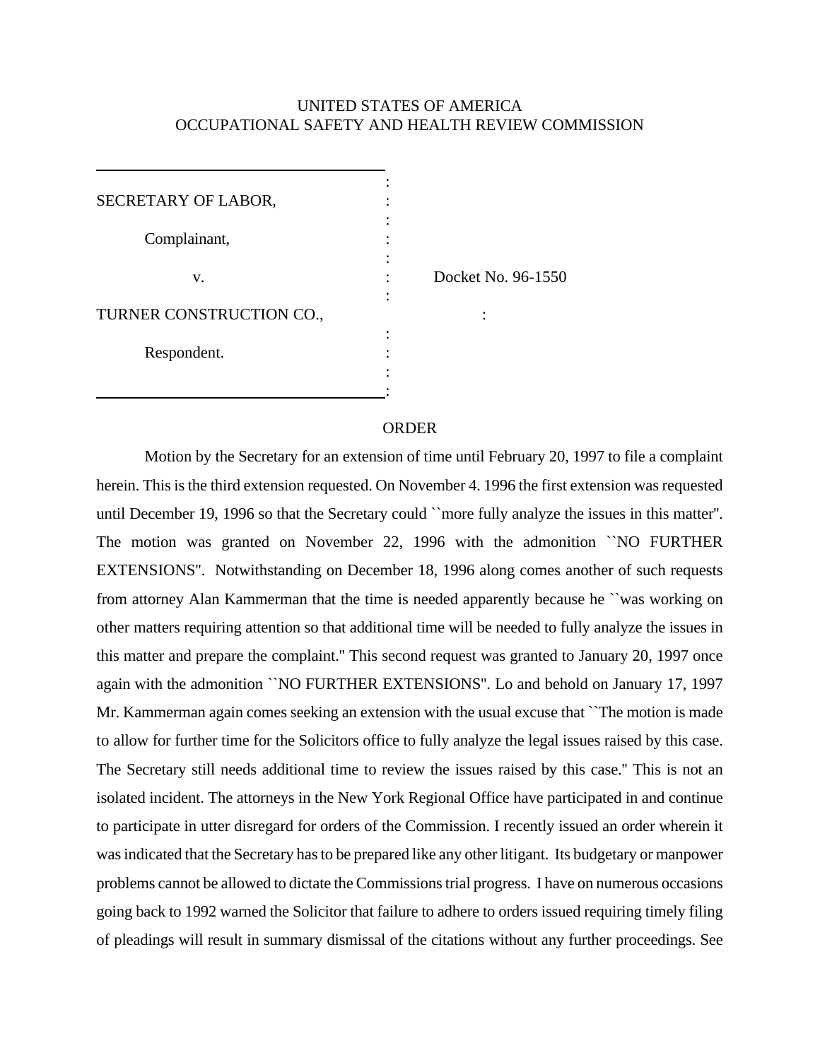UNITED STATES OF AMERICA
OCCUPATIONAL SAFETY AND HEALTH REVIEW COMMISSION

SECRETARY OF LABOR,

Complainant,

v.

TURNER CONSTRUCTION CO.,

Respondent.

Docket No. 96-1550

## ORDER

Motion by the Secretary for an extension of time until February 20, 1997 to file a complaint herein. This is the third extension requested. On November 4. 1996 the first extension was requested until December 19, 1996 so that the Secretary could ``more fully analyze the issues in this matter''. The motion was granted on November 22, 1996 with the admonition ``NO FURTHER EXTENSIONS''. Notwithstanding on December 18, 1996 along comes another of such requests from attorney Alan Kammerman that the time is needed apparently because he ``was working on other matters requiring attention so that additional time will be needed to fully analyze the issues in this matter and prepare the complaint.'' This second request was granted to January 20, 1997 once again with the admonition ``NO FURTHER EXTENSIONS''. Lo and behold on January 17, 1997 Mr. Kammerman again comes seeking an extension with the usual excuse that ``The motion is made to allow for further time for the Solicitors office to fully analyze the legal issues raised by this case. The Secretary still needs additional time to review the issues raised by this case.'' This is not an isolated incident. The attorneys in the New York Regional Office have participated in and continue to participate in utter disregard for orders of the Commission. I recently issued an order wherein it was indicated that the Secretary has to be prepared like any other litigant. Its budgetary or manpower problems cannot be allowed to dictate the Commissions trial progress. I have on numerous occasions going back to 1992 warned the Solicitor that failure to adhere to orders issued requiring timely filing of pleadings will result in summary dismissal of the citations without any further proceedings. See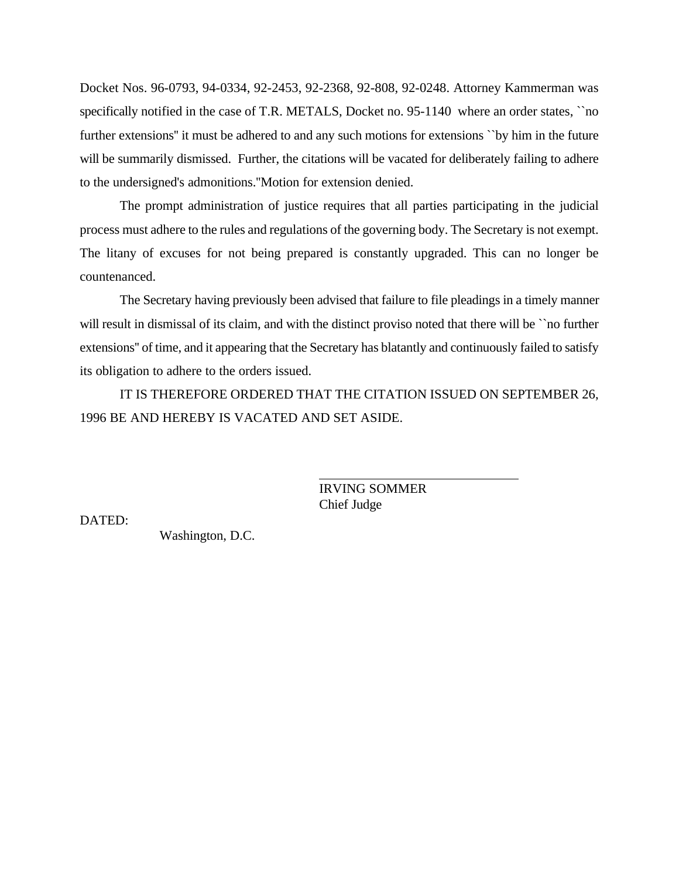Docket Nos. 96-0793, 94-0334, 92-2453, 92-2368, 92-808, 92-0248. Attorney Kammerman was specifically notified in the case of T.R. METALS, Docket no. 95-1140 where an order states, ``no further extensions'' it must be adhered to and any such motions for extensions ``by him in the future will be summarily dismissed. Further, the citations will be vacated for deliberately failing to adhere to the undersigned's admonitions.''Motion for extension denied.

The prompt administration of justice requires that all parties participating in the judicial process must adhere to the rules and regulations of the governing body. The Secretary is not exempt. The litany of excuses for not being prepared is constantly upgraded. This can no longer be countenanced.

The Secretary having previously been advised that failure to file pleadings in a timely manner will result in dismissal of its claim, and with the distinct proviso noted that there will be ``no further extensions'' of time, and it appearing that the Secretary has blatantly and continuously failed to satisfy its obligation to adhere to the orders issued.

IT IS THEREFORE ORDERED THAT THE CITATION ISSUED ON SEPTEMBER 26, 1996 BE AND HEREBY IS VACATED AND SET ASIDE.

IRVING SOMMER
Chief Judge

DATED:

Washington, D.C.